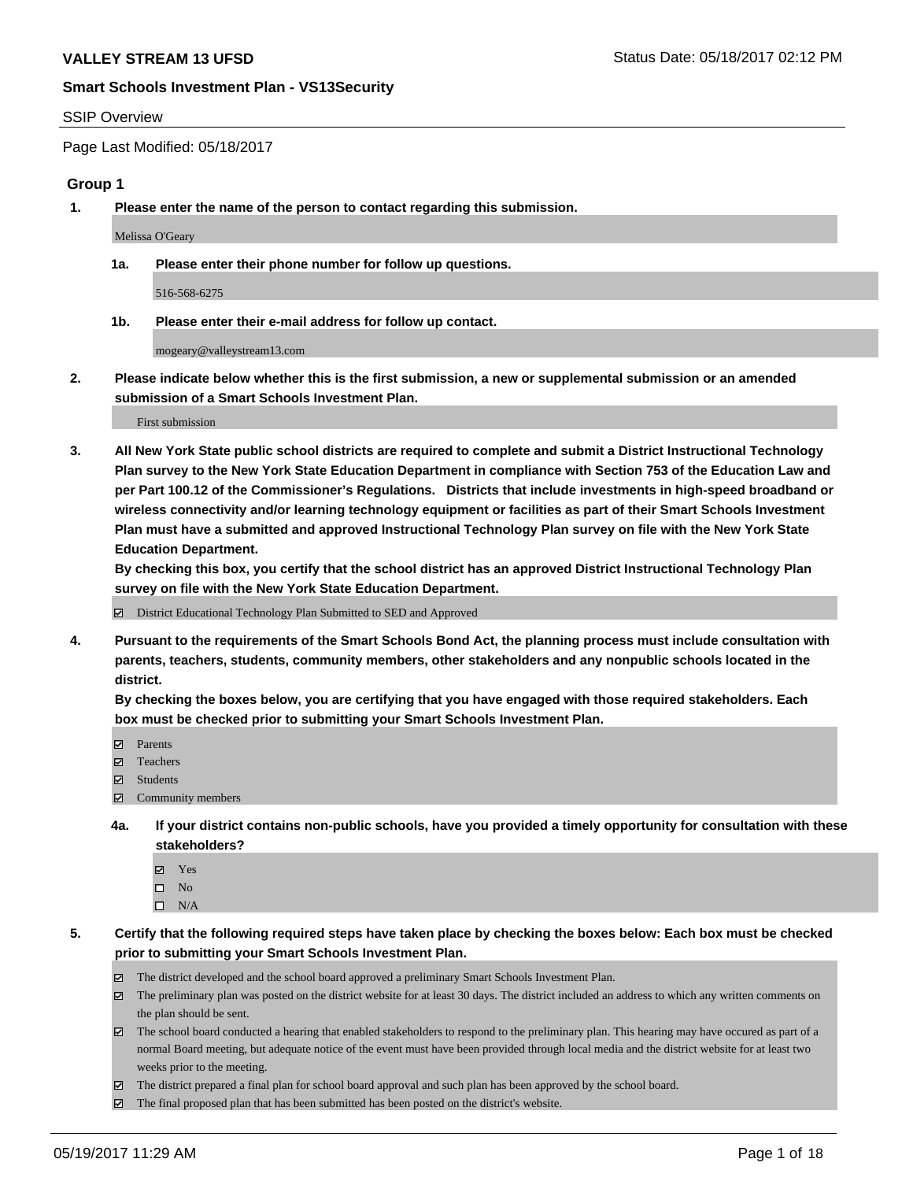**VALLEY STREAM 13 UFSD** Status Date: 05/18/2017 02:12 PM

**Smart Schools Investment Plan - VS13Security**

SSIP Overview

Page Last Modified: 05/18/2017

### Group 1

**1. Please enter the name of the person to contact regarding this submission.**

Melissa O'Geary

**1a. Please enter their phone number for follow up questions.**

516-568-6275

**1b. Please enter their e-mail address for follow up contact.**

mogeary@valleystream13.com

**2. Please indicate below whether this is the first submission, a new or supplemental submission or an amended submission of a Smart Schools Investment Plan.**

First submission

**3. All New York State public school districts are required to complete and submit a District Instructional Technology Plan survey to the New York State Education Department in compliance with Section 753 of the Education Law and per Part 100.12 of the Commissioner's Regulations. Districts that include investments in high-speed broadband or wireless connectivity and/or learning technology equipment or facilities as part of their Smart Schools Investment Plan must have a submitted and approved Instructional Technology Plan survey on file with the New York State Education Department.**
**By checking this box, you certify that the school district has an approved District Instructional Technology Plan survey on file with the New York State Education Department.**

☑ District Educational Technology Plan Submitted to SED and Approved

**4. Pursuant to the requirements of the Smart Schools Bond Act, the planning process must include consultation with parents, teachers, students, community members, other stakeholders and any nonpublic schools located in the district.**
**By checking the boxes below, you are certifying that you have engaged with those required stakeholders. Each box must be checked prior to submitting your Smart Schools Investment Plan.**

☑ Parents
☑ Teachers
☑ Students
☑ Community members

**4a. If your district contains non-public schools, have you provided a timely opportunity for consultation with these stakeholders?**

☑ Yes
☐ No
☐ N/A

**5. Certify that the following required steps have taken place by checking the boxes below: Each box must be checked prior to submitting your Smart Schools Investment Plan.**

☑ The district developed and the school board approved a preliminary Smart Schools Investment Plan.
☑ The preliminary plan was posted on the district website for at least 30 days. The district included an address to which any written comments on the plan should be sent.
☑ The school board conducted a hearing that enabled stakeholders to respond to the preliminary plan. This hearing may have occured as part of a normal Board meeting, but adequate notice of the event must have been provided through local media and the district website for at least two weeks prior to the meeting.
☑ The district prepared a final plan for school board approval and such plan has been approved by the school board.
☑ The final proposed plan that has been submitted has been posted on the district's website.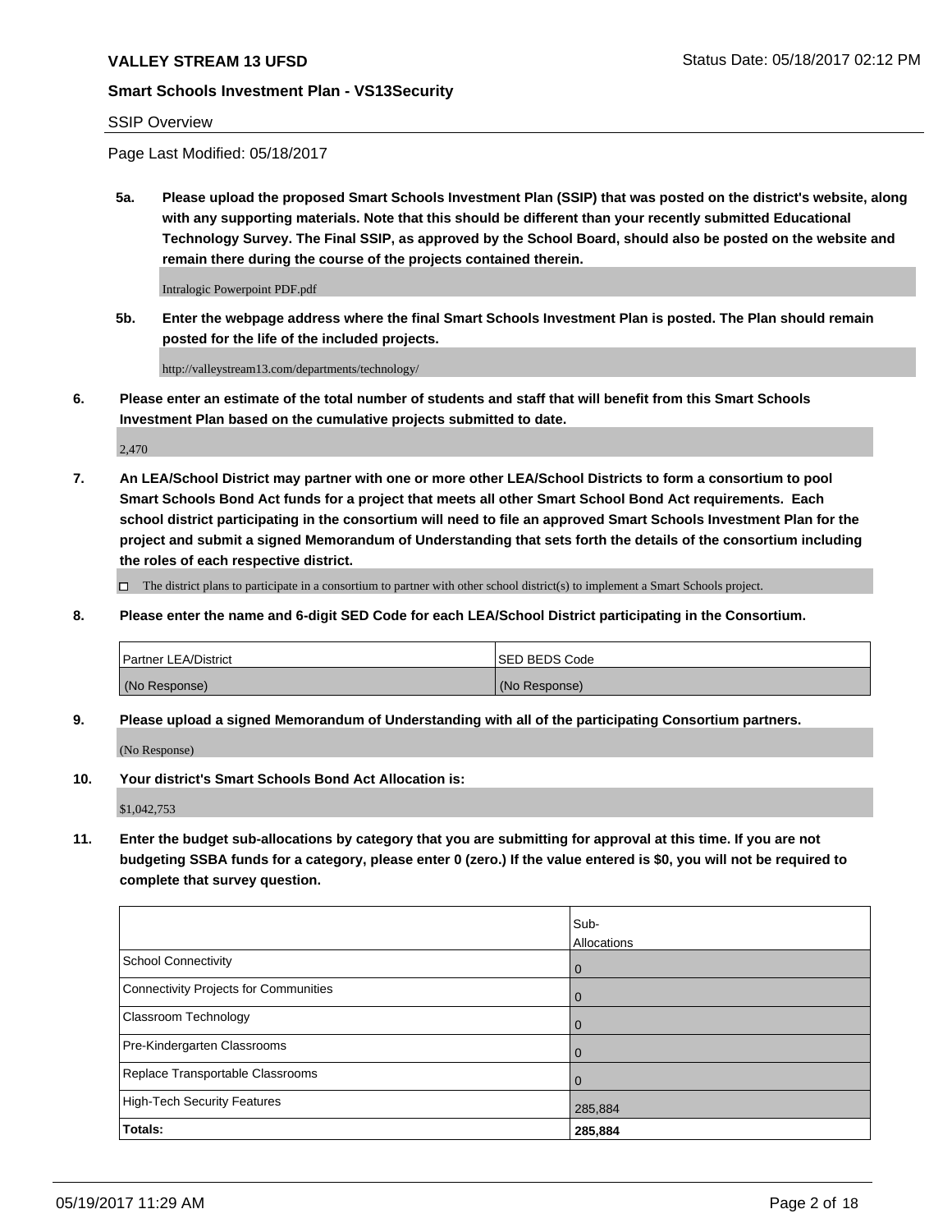SSIP Overview

Page Last Modified: 05/18/2017

**5a. Please upload the proposed Smart Schools Investment Plan (SSIP) that was posted on the district's website, along with any supporting materials. Note that this should be different than your recently submitted Educational Technology Survey. The Final SSIP, as approved by the School Board, should also be posted on the website and remain there during the course of the projects contained therein.**

Intralogic Powerpoint PDF.pdf

**5b. Enter the webpage address where the final Smart Schools Investment Plan is posted. The Plan should remain posted for the life of the included projects.**

http://valleystream13.com/departments/technology/

**6. Please enter an estimate of the total number of students and staff that will benefit from this Smart Schools Investment Plan based on the cumulative projects submitted to date.**

2,470

**7. An LEA/School District may partner with one or more other LEA/School Districts to form a consortium to pool Smart Schools Bond Act funds for a project that meets all other Smart School Bond Act requirements. Each school district participating in the consortium will need to file an approved Smart Schools Investment Plan for the project and submit a signed Memorandum of Understanding that sets forth the details of the consortium including the roles of each respective district.**

☐ The district plans to participate in a consortium to partner with other school district(s) to implement a Smart Schools project.

**8. Please enter the name and 6-digit SED Code for each LEA/School District participating in the Consortium.**

| Partner LEA/District | SED BEDS Code |
|---|---|
| (No Response) | (No Response) |

**9. Please upload a signed Memorandum of Understanding with all of the participating Consortium partners.**

(No Response)

**10. Your district's Smart Schools Bond Act Allocation is:**

$1,042,753

**11. Enter the budget sub-allocations by category that you are submitting for approval at this time. If you are not budgeting SSBA funds for a category, please enter 0 (zero.) If the value entered is $0, you will not be required to complete that survey question.**

| | Sub-Allocations |
|---|---|
| School Connectivity | 0 |
| Connectivity Projects for Communities | 0 |
| Classroom Technology | 0 |
| Pre-Kindergarten Classrooms | 0 |
| Replace Transportable Classrooms | 0 |
| High-Tech Security Features | 285,884 |
| **Totals:** | **285,884** |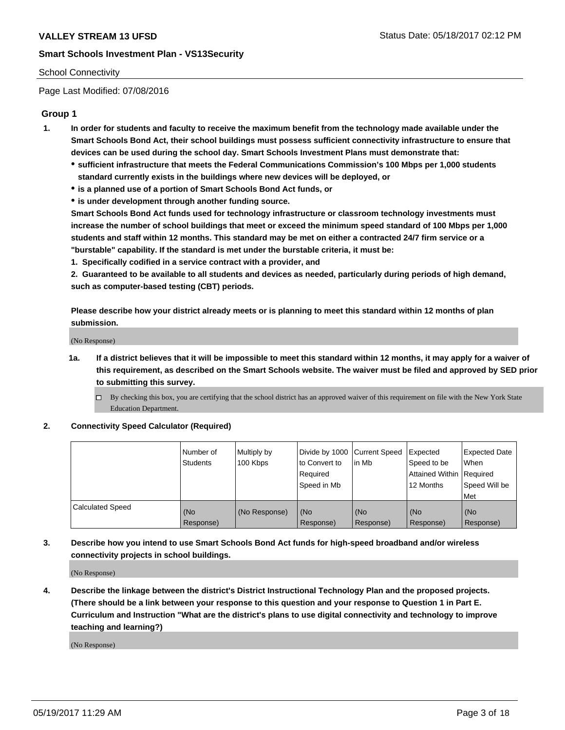School Connectivity

Page Last Modified: 07/08/2016

## Group 1

1. **In order for students and faculty to receive the maximum benefit from the technology made available under the Smart Schools Bond Act, their school buildings must possess sufficient connectivity infrastructure to ensure that devices can be used during the school day. Smart Schools Investment Plans must demonstrate that:**
   - **sufficient infrastructure that meets the Federal Communications Commission's 100 Mbps per 1,000 students standard currently exists in the buildings where new devices will be deployed, or**
   - **is a planned use of a portion of Smart Schools Bond Act funds, or**
   - **is under development through another funding source.**

   **Smart Schools Bond Act funds used for technology infrastructure or classroom technology investments must increase the number of school buildings that meet or exceed the minimum speed standard of 100 Mbps per 1,000 students and staff within 12 months. This standard may be met on either a contracted 24/7 firm service or a "burstable" capability. If the standard is met under the burstable criteria, it must be:**

   **1. Specifically codified in a service contract with a provider, and**

   **2. Guaranteed to be available to all students and devices as needed, particularly during periods of high demand, such as computer-based testing (CBT) periods.**

   **Please describe how your district already meets or is planning to meet this standard within 12 months of plan submission.**

   (No Response)

   1a. **If a district believes that it will be impossible to meet this standard within 12 months, it may apply for a waiver of this requirement, as described on the Smart Schools website. The waiver must be filed and approved by SED prior to submitting this survey.**

   ☐ By checking this box, you are certifying that the school district has an approved waiver of this requirement on file with the New York State Education Department.

2. **Connectivity Speed Calculator (Required)**

| | Number of Students | Multiply by 100 Kbps | Divide by 1000 to Convert to Required Speed in Mb | Current Speed in Mb | Expected Speed to be Attained Within 12 Months | Expected Date When Required Speed Will be Met |
|---|---|---|---|---|---|---|
| Calculated Speed | (No Response) | (No Response) | (No Response) | (No Response) | (No Response) | (No Response) |

3. **Describe how you intend to use Smart Schools Bond Act funds for high-speed broadband and/or wireless connectivity projects in school buildings.**

   (No Response)

4. **Describe the linkage between the district's District Instructional Technology Plan and the proposed projects. (There should be a link between your response to this question and your response to Question 1 in Part E. Curriculum and Instruction "What are the district's plans to use digital connectivity and technology to improve teaching and learning?)**

   (No Response)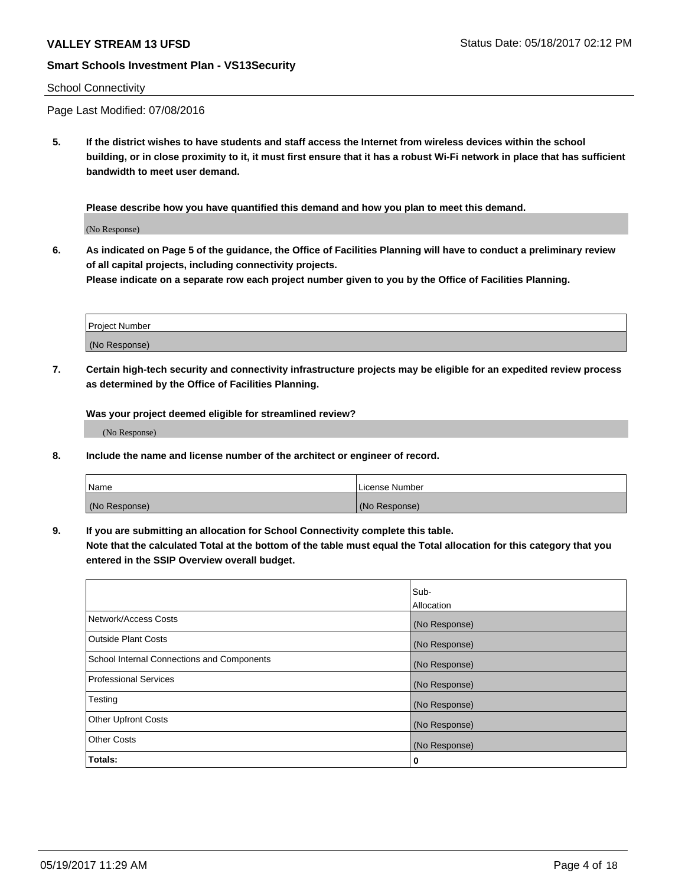School Connectivity

Page Last Modified: 07/08/2016

**5. If the district wishes to have students and staff access the Internet from wireless devices within the school building, or in close proximity to it, it must first ensure that it has a robust Wi-Fi network in place that has sufficient bandwidth to meet user demand.**

**Please describe how you have quantified this demand and how you plan to meet this demand.**

(No Response)

**6. As indicated on Page 5 of the guidance, the Office of Facilities Planning will have to conduct a preliminary review of all capital projects, including connectivity projects.**
**Please indicate on a separate row each project number given to you by the Office of Facilities Planning.**

| Project Number |
| --- |
| (No Response) |

**7. Certain high-tech security and connectivity infrastructure projects may be eligible for an expedited review process as determined by the Office of Facilities Planning.**

**Was your project deemed eligible for streamlined review?**

(No Response)

**8. Include the name and license number of the architect or engineer of record.**

| Name | License Number |
| --- | --- |
| (No Response) | (No Response) |

**9. If you are submitting an allocation for School Connectivity complete this table.**
**Note that the calculated Total at the bottom of the table must equal the Total allocation for this category that you entered in the SSIP Overview overall budget.**

| | Sub-Allocation |
| --- | --- |
| Network/Access Costs | (No Response) |
| Outside Plant Costs | (No Response) |
| School Internal Connections and Components | (No Response) |
| Professional Services | (No Response) |
| Testing | (No Response) |
| Other Upfront Costs | (No Response) |
| Other Costs | (No Response) |
| **Totals:** | **0** |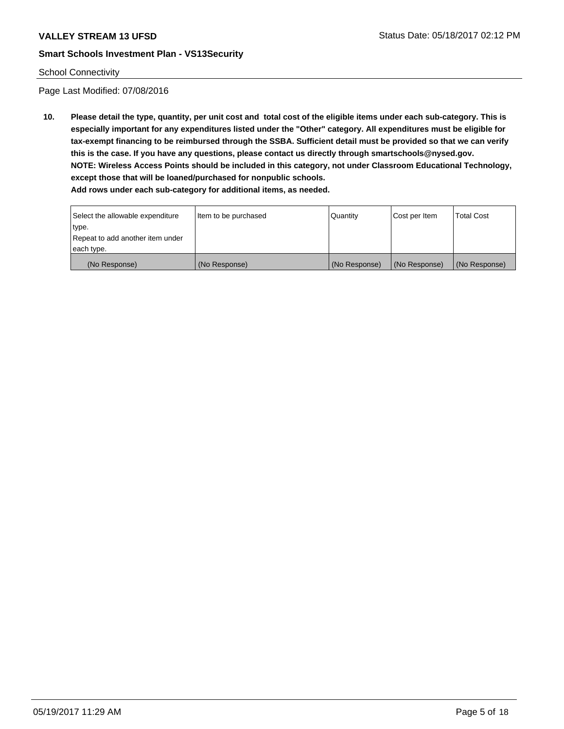School Connectivity

Page Last Modified: 07/08/2016

**10. Please detail the type, quantity, per unit cost and total cost of the eligible items under each sub-category. This is especially important for any expenditures listed under the "Other" category. All expenditures must be eligible for tax-exempt financing to be reimbursed through the SSBA. Sufficient detail must be provided so that we can verify this is the case. If you have any questions, please contact us directly through smartschools@nysed.gov.**
**NOTE: Wireless Access Points should be included in this category, not under Classroom Educational Technology, except those that will be loaned/purchased for nonpublic schools.**
**Add rows under each sub-category for additional items, as needed.**

| Select the allowable expenditure type. Repeat to add another item under each type. | Item to be purchased | Quantity | Cost per Item | Total Cost |
|---|---|---|---|---|
| (No Response) | (No Response) | (No Response) | (No Response) | (No Response) |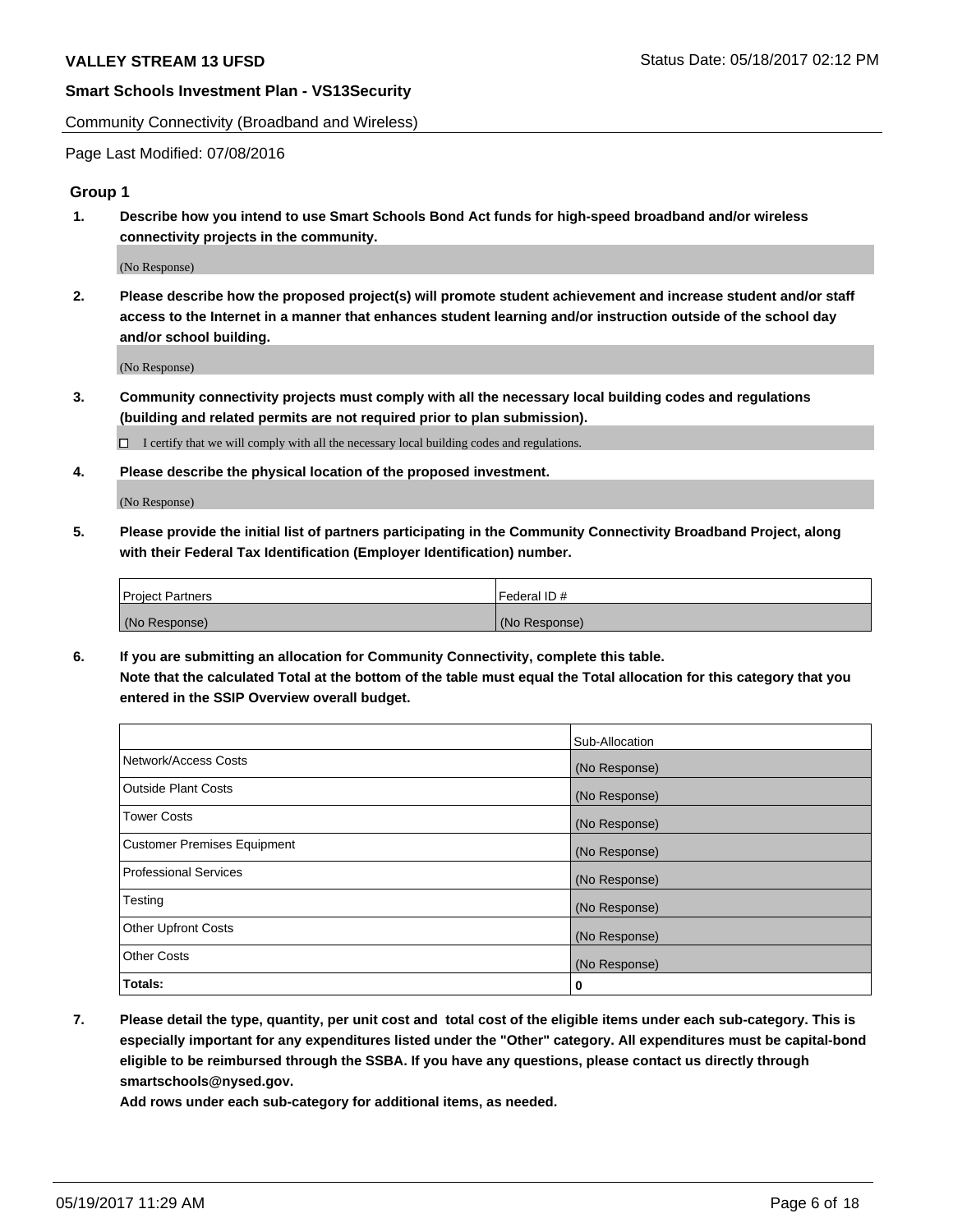Community Connectivity (Broadband and Wireless)

Page Last Modified: 07/08/2016

## Group 1

**1. Describe how you intend to use Smart Schools Bond Act funds for high-speed broadband and/or wireless connectivity projects in the community.**

(No Response)

**2. Please describe how the proposed project(s) will promote student achievement and increase student and/or staff access to the Internet in a manner that enhances student learning and/or instruction outside of the school day and/or school building.**

(No Response)

**3. Community connectivity projects must comply with all the necessary local building codes and regulations (building and related permits are not required prior to plan submission).**

☐ I certify that we will comply with all the necessary local building codes and regulations.

**4. Please describe the physical location of the proposed investment.**

(No Response)

**5. Please provide the initial list of partners participating in the Community Connectivity Broadband Project, along with their Federal Tax Identification (Employer Identification) number.**

| Project Partners | Federal ID # |
|---|---|
| (No Response) | (No Response) |

**6. If you are submitting an allocation for Community Connectivity, complete this table. Note that the calculated Total at the bottom of the table must equal the Total allocation for this category that you entered in the SSIP Overview overall budget.**

| | Sub-Allocation |
|---|---|
| Network/Access Costs | (No Response) |
| Outside Plant Costs | (No Response) |
| Tower Costs | (No Response) |
| Customer Premises Equipment | (No Response) |
| Professional Services | (No Response) |
| Testing | (No Response) |
| Other Upfront Costs | (No Response) |
| Other Costs | (No Response) |
| **Totals:** | **0** |

**7. Please detail the type, quantity, per unit cost and total cost of the eligible items under each sub-category. This is especially important for any expenditures listed under the "Other" category. All expenditures must be capital-bond eligible to be reimbursed through the SSBA. If you have any questions, please contact us directly through smartschools@nysed.gov.**
**Add rows under each sub-category for additional items, as needed.**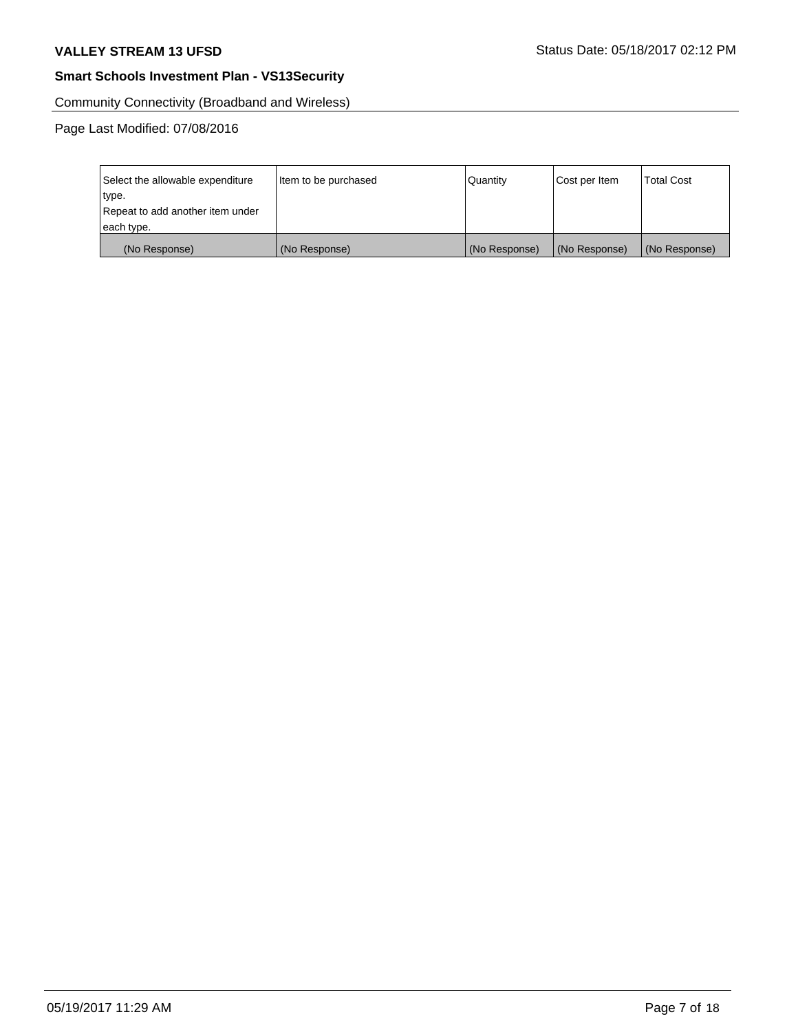Community Connectivity (Broadband and Wireless)

Page Last Modified: 07/08/2016

| Select the allowable expenditure type. Repeat to add another item under each type. | Item to be purchased | Quantity | Cost per Item | Total Cost |
|---|---|---|---|---|
| (No Response) | (No Response) | (No Response) | (No Response) | (No Response) |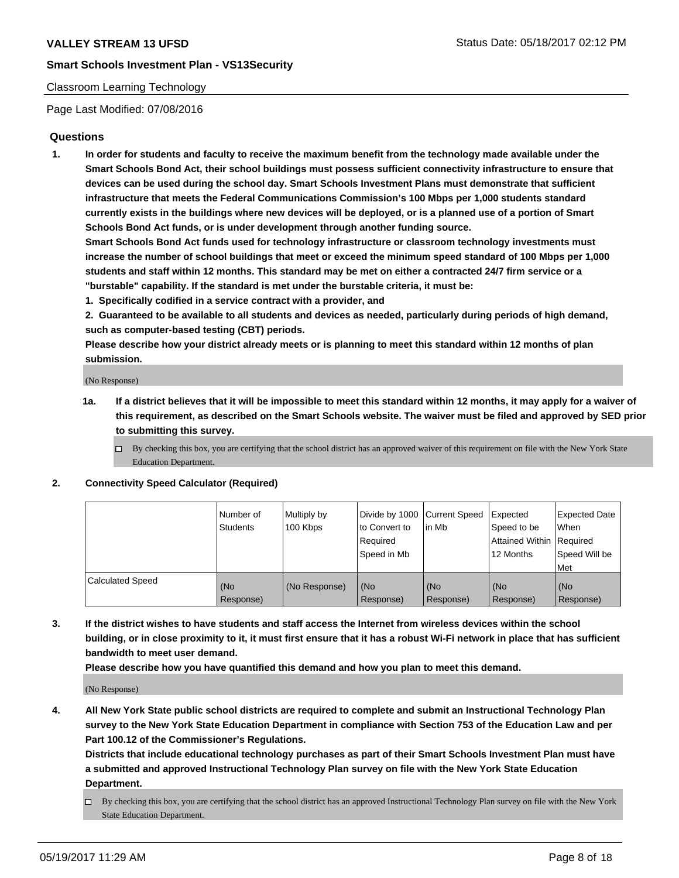Classroom Learning Technology

Page Last Modified: 07/08/2016

## Questions

1. **In order for students and faculty to receive the maximum benefit from the technology made available under the Smart Schools Bond Act, their school buildings must possess sufficient connectivity infrastructure to ensure that devices can be used during the school day. Smart Schools Investment Plans must demonstrate that sufficient infrastructure that meets the Federal Communications Commission's 100 Mbps per 1,000 students standard currently exists in the buildings where new devices will be deployed, or is a planned use of a portion of Smart Schools Bond Act funds, or is under development through another funding source.**

   **Smart Schools Bond Act funds used for technology infrastructure or classroom technology investments must increase the number of school buildings that meet or exceed the minimum speed standard of 100 Mbps per 1,000 students and staff within 12 months. This standard may be met on either a contracted 24/7 firm service or a "burstable" capability. If the standard is met under the burstable criteria, it must be:**

   **1. Specifically codified in a service contract with a provider, and**

   **2. Guaranteed to be available to all students and devices as needed, particularly during periods of high demand, such as computer-based testing (CBT) periods.**

   **Please describe how your district already meets or is planning to meet this standard within 12 months of plan submission.**

   (No Response)

   **1a. If a district believes that it will be impossible to meet this standard within 12 months, it may apply for a waiver of this requirement, as described on the Smart Schools website. The waiver must be filed and approved by SED prior to submitting this survey.**

   ☐ By checking this box, you are certifying that the school district has an approved waiver of this requirement on file with the New York State Education Department.

2. **Connectivity Speed Calculator (Required)**

| | Number of Students | Multiply by 100 Kbps | Divide by 1000 to Convert to Required Speed in Mb | Current Speed in Mb | Expected Speed to be Attained Within 12 Months | Expected Date When Required Speed Will be Met |
|---|---|---|---|---|---|---|
| Calculated Speed | (No Response) | (No Response) | (No Response) | (No Response) | (No Response) | (No Response) |

3. **If the district wishes to have students and staff access the Internet from wireless devices within the school building, or in close proximity to it, it must first ensure that it has a robust Wi-Fi network in place that has sufficient bandwidth to meet user demand.**

   **Please describe how you have quantified this demand and how you plan to meet this demand.**

   (No Response)

4. **All New York State public school districts are required to complete and submit an Instructional Technology Plan survey to the New York State Education Department in compliance with Section 753 of the Education Law and per Part 100.12 of the Commissioner's Regulations.**

   **Districts that include educational technology purchases as part of their Smart Schools Investment Plan must have a submitted and approved Instructional Technology Plan survey on file with the New York State Education Department.**

   ☐ By checking this box, you are certifying that the school district has an approved Instructional Technology Plan survey on file with the New York State Education Department.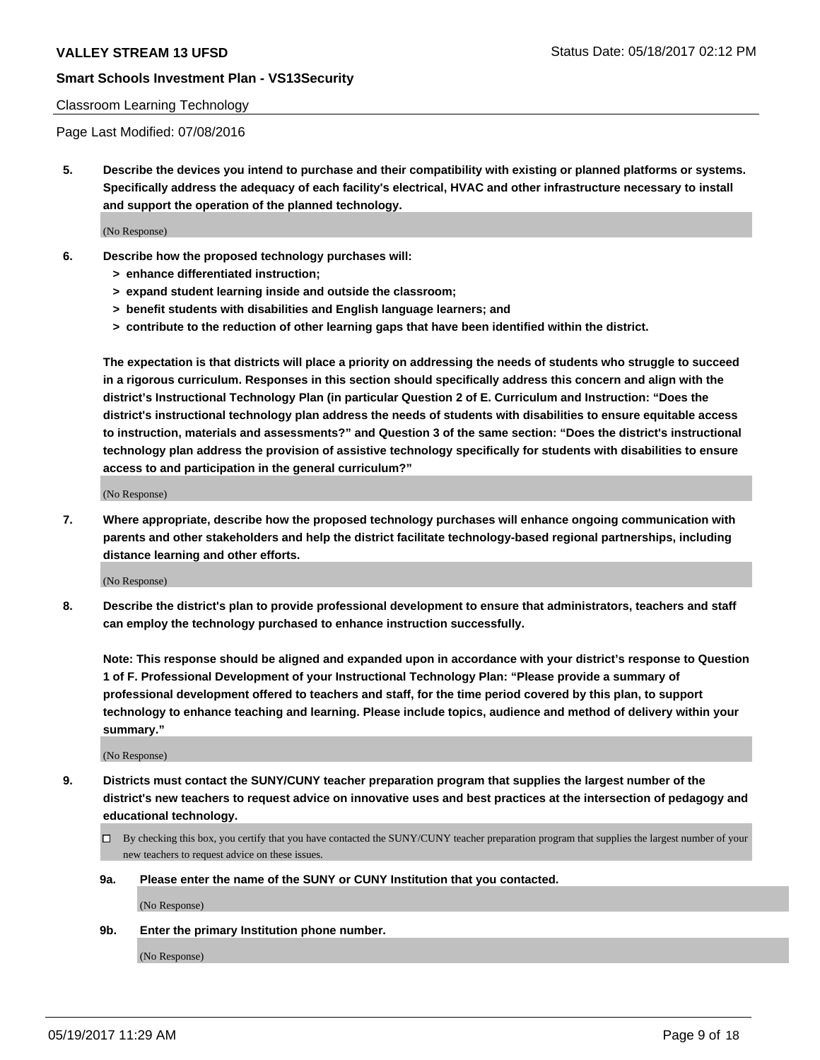Classroom Learning Technology

Page Last Modified: 07/08/2016

**5. Describe the devices you intend to purchase and their compatibility with existing or planned platforms or systems. Specifically address the adequacy of each facility's electrical, HVAC and other infrastructure necessary to install and support the operation of the planned technology.**

(No Response)

**6. Describe how the proposed technology purchases will:**

- **> enhance differentiated instruction;**
- **> expand student learning inside and outside the classroom;**
- **> benefit students with disabilities and English language learners; and**
- **> contribute to the reduction of other learning gaps that have been identified within the district.**

**The expectation is that districts will place a priority on addressing the needs of students who struggle to succeed in a rigorous curriculum. Responses in this section should specifically address this concern and align with the district's Instructional Technology Plan (in particular Question 2 of E. Curriculum and Instruction: "Does the district's instructional technology plan address the needs of students with disabilities to ensure equitable access to instruction, materials and assessments?" and Question 3 of the same section: "Does the district's instructional technology plan address the provision of assistive technology specifically for students with disabilities to ensure access to and participation in the general curriculum?"**

(No Response)

**7. Where appropriate, describe how the proposed technology purchases will enhance ongoing communication with parents and other stakeholders and help the district facilitate technology-based regional partnerships, including distance learning and other efforts.**

(No Response)

**8. Describe the district's plan to provide professional development to ensure that administrators, teachers and staff can employ the technology purchased to enhance instruction successfully.**

**Note: This response should be aligned and expanded upon in accordance with your district's response to Question 1 of F. Professional Development of your Instructional Technology Plan: "Please provide a summary of professional development offered to teachers and staff, for the time period covered by this plan, to support technology to enhance teaching and learning. Please include topics, audience and method of delivery within your summary."**

(No Response)

**9. Districts must contact the SUNY/CUNY teacher preparation program that supplies the largest number of the district's new teachers to request advice on innovative uses and best practices at the intersection of pedagogy and educational technology.**

☐ By checking this box, you certify that you have contacted the SUNY/CUNY teacher preparation program that supplies the largest number of your new teachers to request advice on these issues.

**9a. Please enter the name of the SUNY or CUNY Institution that you contacted.**

(No Response)

**9b. Enter the primary Institution phone number.**

(No Response)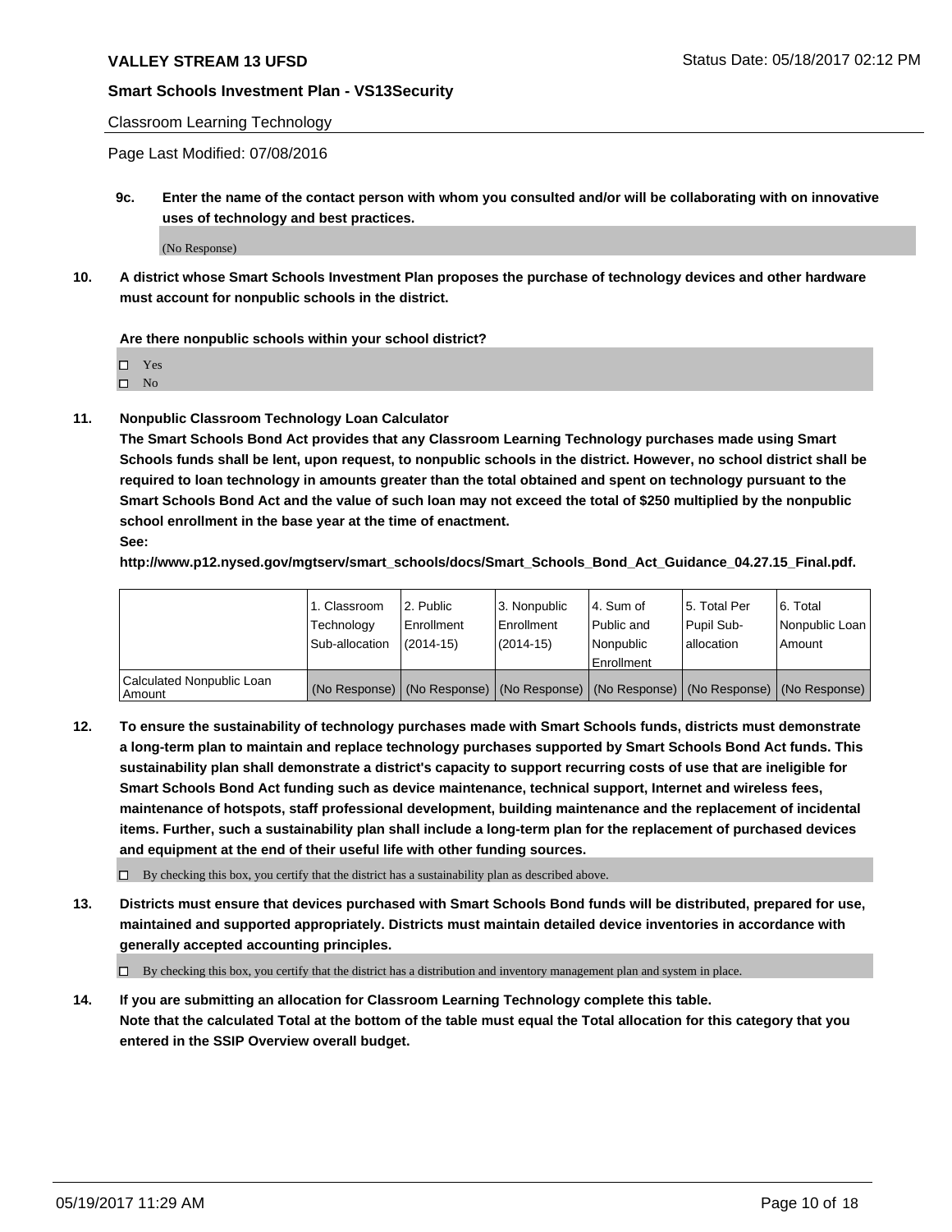Classroom Learning Technology

Page Last Modified: 07/08/2016

**9c. Enter the name of the contact person with whom you consulted and/or will be collaborating with on innovative uses of technology and best practices.**

(No Response)

**10. A district whose Smart Schools Investment Plan proposes the purchase of technology devices and other hardware must account for nonpublic schools in the district.**

**Are there nonpublic schools within your school district?**

- ☐ Yes
- ☐ No

**11. Nonpublic Classroom Technology Loan Calculator**
**The Smart Schools Bond Act provides that any Classroom Learning Technology purchases made using Smart Schools funds shall be lent, upon request, to nonpublic schools in the district. However, no school district shall be required to loan technology in amounts greater than the total obtained and spent on technology pursuant to the Smart Schools Bond Act and the value of such loan may not exceed the total of $250 multiplied by the nonpublic school enrollment in the base year at the time of enactment.**
**See:**
**http://www.p12.nysed.gov/mgtserv/smart_schools/docs/Smart_Schools_Bond_Act_Guidance_04.27.15_Final.pdf.**

| | 1. Classroom Technology Sub-allocation | 2. Public Enrollment (2014-15) | 3. Nonpublic Enrollment (2014-15) | 4. Sum of Public and Nonpublic Enrollment | 5. Total Per Pupil Sub-allocation | 6. Total Nonpublic Loan Amount |
|---|---|---|---|---|---|---|
| Calculated Nonpublic Loan Amount | (No Response) | (No Response) | (No Response) | (No Response) | (No Response) | (No Response) |

**12. To ensure the sustainability of technology purchases made with Smart Schools funds, districts must demonstrate a long-term plan to maintain and replace technology purchases supported by Smart Schools Bond Act funds. This sustainability plan shall demonstrate a district's capacity to support recurring costs of use that are ineligible for Smart Schools Bond Act funding such as device maintenance, technical support, Internet and wireless fees, maintenance of hotspots, staff professional development, building maintenance and the replacement of incidental items. Further, such a sustainability plan shall include a long-term plan for the replacement of purchased devices and equipment at the end of their useful life with other funding sources.**

☐ By checking this box, you certify that the district has a sustainability plan as described above.

**13. Districts must ensure that devices purchased with Smart Schools Bond funds will be distributed, prepared for use, maintained and supported appropriately. Districts must maintain detailed device inventories in accordance with generally accepted accounting principles.**

☐ By checking this box, you certify that the district has a distribution and inventory management plan and system in place.

**14. If you are submitting an allocation for Classroom Learning Technology complete this table.**
**Note that the calculated Total at the bottom of the table must equal the Total allocation for this category that you entered in the SSIP Overview overall budget.**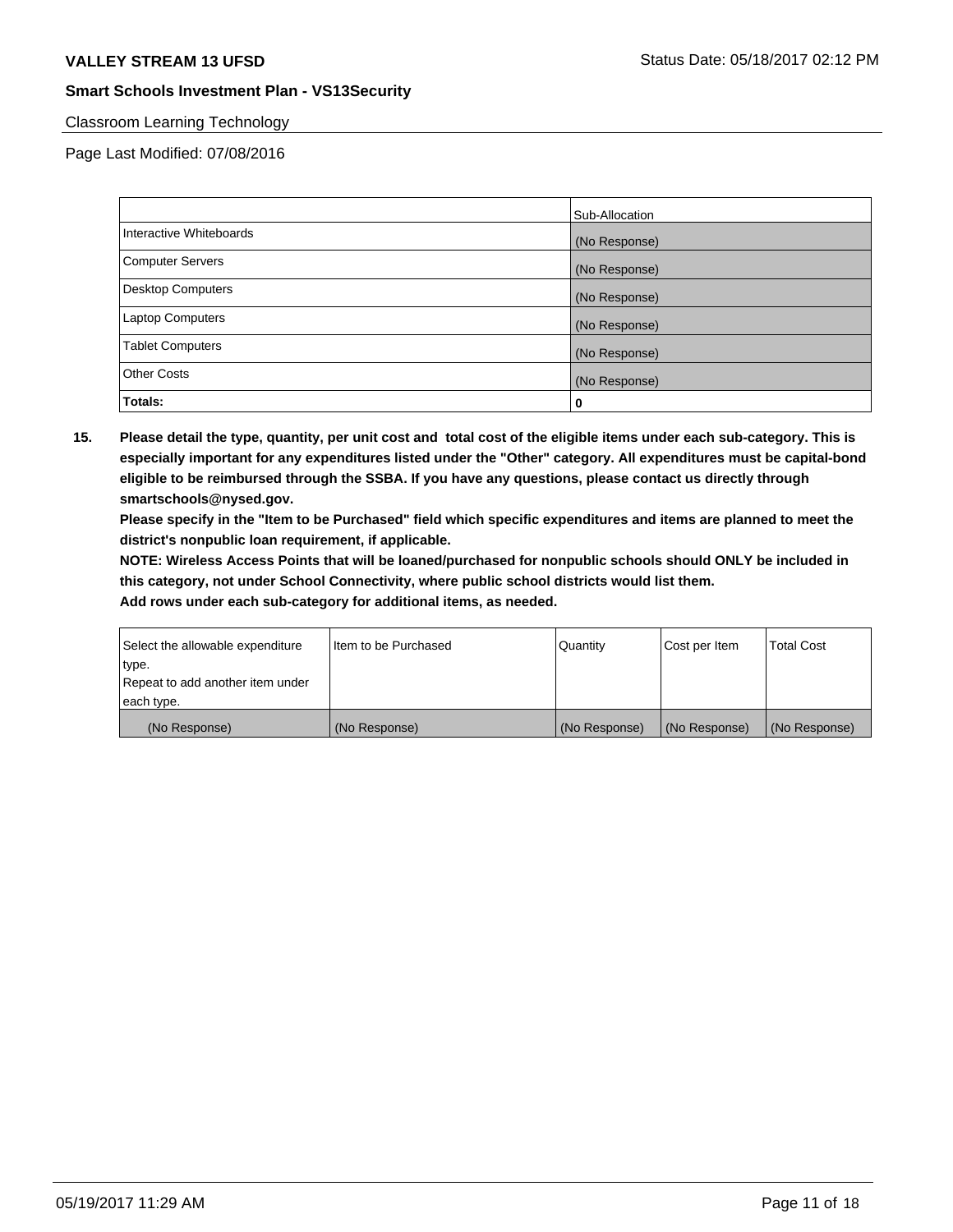Classroom Learning Technology

Page Last Modified: 07/08/2016

| | Sub-Allocation |
|---|---|
| Interactive Whiteboards | (No Response) |
| Computer Servers | (No Response) |
| Desktop Computers | (No Response) |
| Laptop Computers | (No Response) |
| Tablet Computers | (No Response) |
| Other Costs | (No Response) |
| **Totals:** | 0 |

**15. Please detail the type, quantity, per unit cost and total cost of the eligible items under each sub-category. This is especially important for any expenditures listed under the "Other" category. All expenditures must be capital-bond eligible to be reimbursed through the SSBA. If you have any questions, please contact us directly through smartschools@nysed.gov.**

**Please specify in the "Item to be Purchased" field which specific expenditures and items are planned to meet the district's nonpublic loan requirement, if applicable.**

**NOTE: Wireless Access Points that will be loaned/purchased for nonpublic schools should ONLY be included in this category, not under School Connectivity, where public school districts would list them.**

**Add rows under each sub-category for additional items, as needed.**

| Select the allowable expenditure type. Repeat to add another item under each type. | Item to be Purchased | Quantity | Cost per Item | Total Cost |
|---|---|---|---|---|
| (No Response) | (No Response) | (No Response) | (No Response) | (No Response) |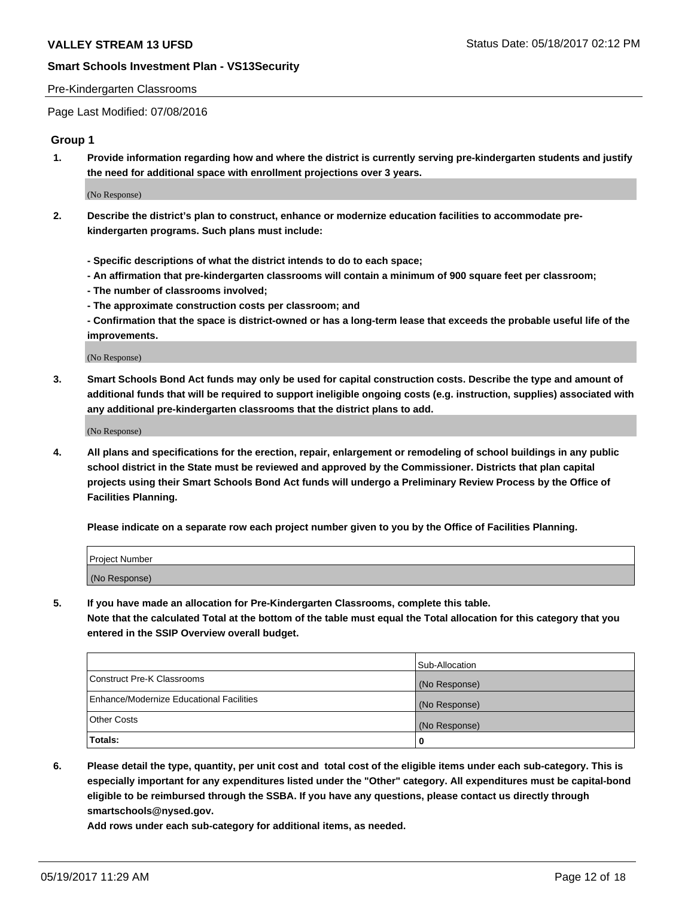Pre-Kindergarten Classrooms

Page Last Modified: 07/08/2016

## Group 1

**1. Provide information regarding how and where the district is currently serving pre-kindergarten students and justify the need for additional space with enrollment projections over 3 years.**

(No Response)

**2. Describe the district's plan to construct, enhance or modernize education facilities to accommodate pre-kindergarten programs. Such plans must include:**

**- Specific descriptions of what the district intends to do to each space;**
**- An affirmation that pre-kindergarten classrooms will contain a minimum of 900 square feet per classroom;**
**- The number of classrooms involved;**
**- The approximate construction costs per classroom; and**
**- Confirmation that the space is district-owned or has a long-term lease that exceeds the probable useful life of the improvements.**

(No Response)

**3. Smart Schools Bond Act funds may only be used for capital construction costs. Describe the type and amount of additional funds that will be required to support ineligible ongoing costs (e.g. instruction, supplies) associated with any additional pre-kindergarten classrooms that the district plans to add.**

(No Response)

**4. All plans and specifications for the erection, repair, enlargement or remodeling of school buildings in any public school district in the State must be reviewed and approved by the Commissioner. Districts that plan capital projects using their Smart Schools Bond Act funds will undergo a Preliminary Review Process by the Office of Facilities Planning.**

**Please indicate on a separate row each project number given to you by the Office of Facilities Planning.**

| Project Number |
| --- |
| (No Response) |

**5. If you have made an allocation for Pre-Kindergarten Classrooms, complete this table. Note that the calculated Total at the bottom of the table must equal the Total allocation for this category that you entered in the SSIP Overview overall budget.**

| | Sub-Allocation |
| --- | --- |
| Construct Pre-K Classrooms | (No Response) |
| Enhance/Modernize Educational Facilities | (No Response) |
| Other Costs | (No Response) |
| **Totals:** | **0** |

**6. Please detail the type, quantity, per unit cost and total cost of the eligible items under each sub-category. This is especially important for any expenditures listed under the "Other" category. All expenditures must be capital-bond eligible to be reimbursed through the SSBA. If you have any questions, please contact us directly through smartschools@nysed.gov.**

**Add rows under each sub-category for additional items, as needed.**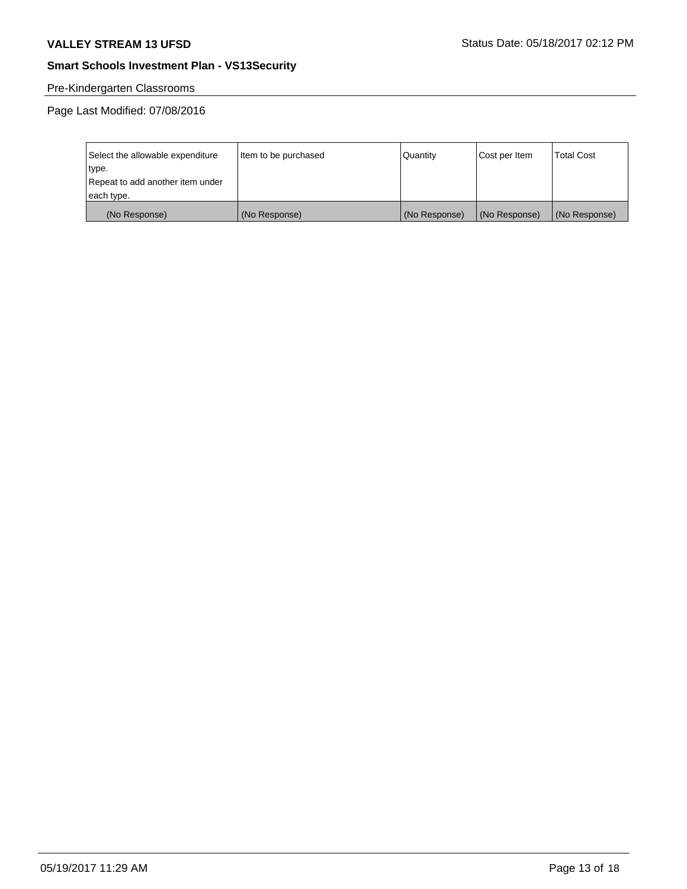Pre-Kindergarten Classrooms

Page Last Modified: 07/08/2016

| Select the allowable expenditure type.<br>Repeat to add another item under each type. | Item to be purchased | Quantity | Cost per Item | Total Cost |
| --- | --- | --- | --- | --- |
| (No Response) | (No Response) | (No Response) | (No Response) | (No Response) |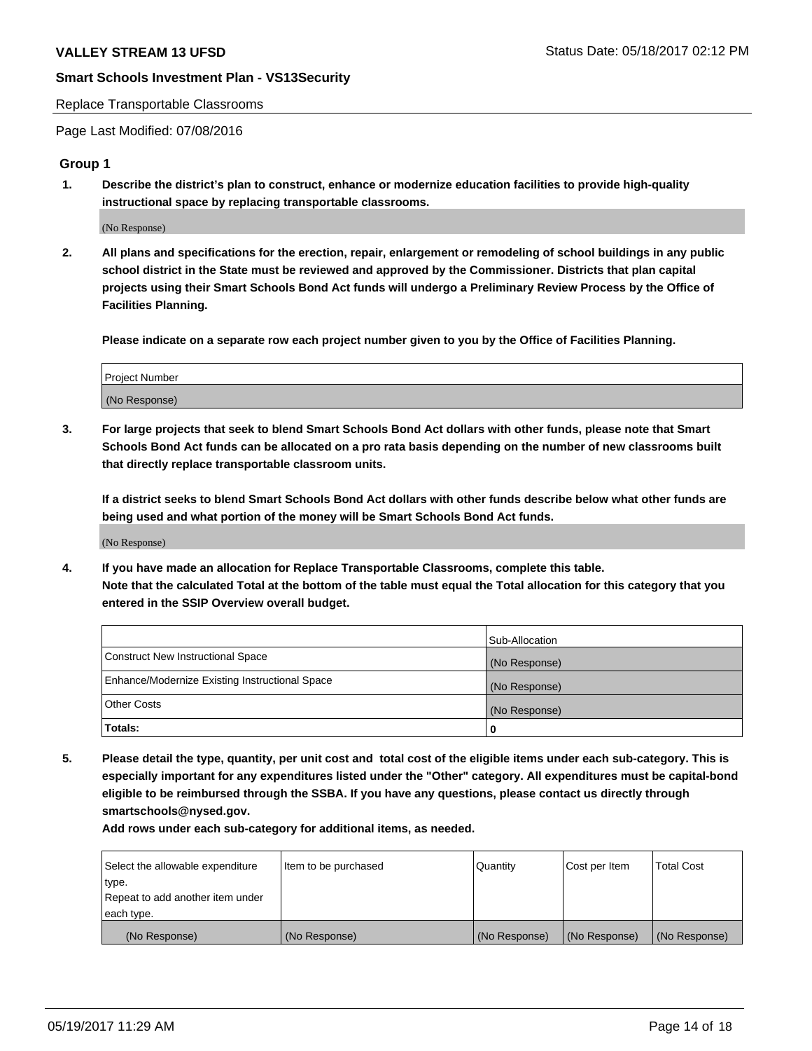Replace Transportable Classrooms

Page Last Modified: 07/08/2016

## Group 1

**1. Describe the district's plan to construct, enhance or modernize education facilities to provide high-quality instructional space by replacing transportable classrooms.**

(No Response)

**2. All plans and specifications for the erection, repair, enlargement or remodeling of school buildings in any public school district in the State must be reviewed and approved by the Commissioner. Districts that plan capital projects using their Smart Schools Bond Act funds will undergo a Preliminary Review Process by the Office of Facilities Planning.**

**Please indicate on a separate row each project number given to you by the Office of Facilities Planning.**

| Project Number |
| --- |
| (No Response) |

**3. For large projects that seek to blend Smart Schools Bond Act dollars with other funds, please note that Smart Schools Bond Act funds can be allocated on a pro rata basis depending on the number of new classrooms built that directly replace transportable classroom units.**

**If a district seeks to blend Smart Schools Bond Act dollars with other funds describe below what other funds are being used and what portion of the money will be Smart Schools Bond Act funds.**

(No Response)

**4. If you have made an allocation for Replace Transportable Classrooms, complete this table.**
**Note that the calculated Total at the bottom of the table must equal the Total allocation for this category that you entered in the SSIP Overview overall budget.**

| | Sub-Allocation |
| --- | --- |
| Construct New Instructional Space | (No Response) |
| Enhance/Modernize Existing Instructional Space | (No Response) |
| Other Costs | (No Response) |
| **Totals:** | **0** |

**5. Please detail the type, quantity, per unit cost and total cost of the eligible items under each sub-category. This is especially important for any expenditures listed under the "Other" category. All expenditures must be capital-bond eligible to be reimbursed through the SSBA. If you have any questions, please contact us directly through smartschools@nysed.gov.**

**Add rows under each sub-category for additional items, as needed.**

| Select the allowable expenditure type. Repeat to add another item under each type. | Item to be purchased | Quantity | Cost per Item | Total Cost |
| --- | --- | --- | --- | --- |
| (No Response) | (No Response) | (No Response) | (No Response) | (No Response) |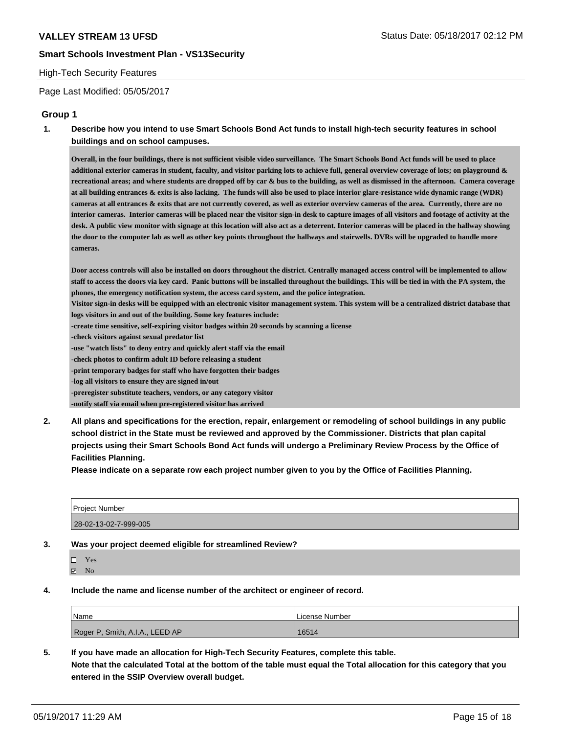**VALLEY STREAM 13 UFSD** Status Date: 05/18/2017 02:12 PM

**Smart Schools Investment Plan - VS13Security**

High-Tech Security Features

Page Last Modified: 05/05/2017

## Group 1

**1. Describe how you intend to use Smart Schools Bond Act funds to install high-tech security features in school buildings and on school campuses.**

**Overall, in the four buildings, there is not sufficient visible video surveillance. The Smart Schools Bond Act funds will be used to place additional exterior cameras in student, faculty, and visitor parking lots to achieve full, general overview coverage of lots; on playground & recreational areas; and where students are dropped off by car & bus to the building, as well as dismissed in the afternoon. Camera coverage at all building entrances & exits is also lacking. The funds will also be used to place interior glare-resistance wide dynamic range (WDR) cameras at all entrances & exits that are not currently covered, as well as exterior overview cameras of the area. Currently, there are no interior cameras. Interior cameras will be placed near the visitor sign-in desk to capture images of all visitors and footage of activity at the desk. A public view monitor with signage at this location will also act as a deterrent. Interior cameras will be placed in the hallway showing the door to the computer lab as well as other key points throughout the hallways and stairwells. DVRs will be upgraded to handle more cameras.**

**Door access controls will also be installed on doors throughout the district. Centrally managed access control will be implemented to allow staff to access the doors via key card. Panic buttons will be installed throughout the buildings. This will be tied in with the PA system, the phones, the emergency notification system, the access card system, and the police integration.**
**Visitor sign-in desks will be equipped with an electronic visitor management system. This system will be a centralized district database that logs visitors in and out of the building. Some key features include:**
**-create time sensitive, self-expiring visitor badges within 20 seconds by scanning a license**
**-check visitors against sexual predator list**
**-use "watch lists" to deny entry and quickly alert staff via the email**
**-check photos to confirm adult ID before releasing a student**
**-print temporary badges for staff who have forgotten their badges**
**-log all visitors to ensure they are signed in/out**
**-preregister substitute teachers, vendors, or any category visitor**
**-notify staff via email when pre-registered visitor has arrived**

**2. All plans and specifications for the erection, repair, enlargement or remodeling of school buildings in any public school district in the State must be reviewed and approved by the Commissioner. Districts that plan capital projects using their Smart Schools Bond Act funds will undergo a Preliminary Review Process by the Office of Facilities Planning.**
**Please indicate on a separate row each project number given to you by the Office of Facilities Planning.**

| Project Number |
|---|
| 28-02-13-02-7-999-005 |

**3. Was your project deemed eligible for streamlined Review?**

- ☐ Yes
- ☑ No

**4. Include the name and license number of the architect or engineer of record.**

| Name | License Number |
|---|---|
| Roger P, Smith, A.I.A., LEED AP | 16514 |

**5. If you have made an allocation for High-Tech Security Features, complete this table.**
**Note that the calculated Total at the bottom of the table must equal the Total allocation for this category that you entered in the SSIP Overview overall budget.**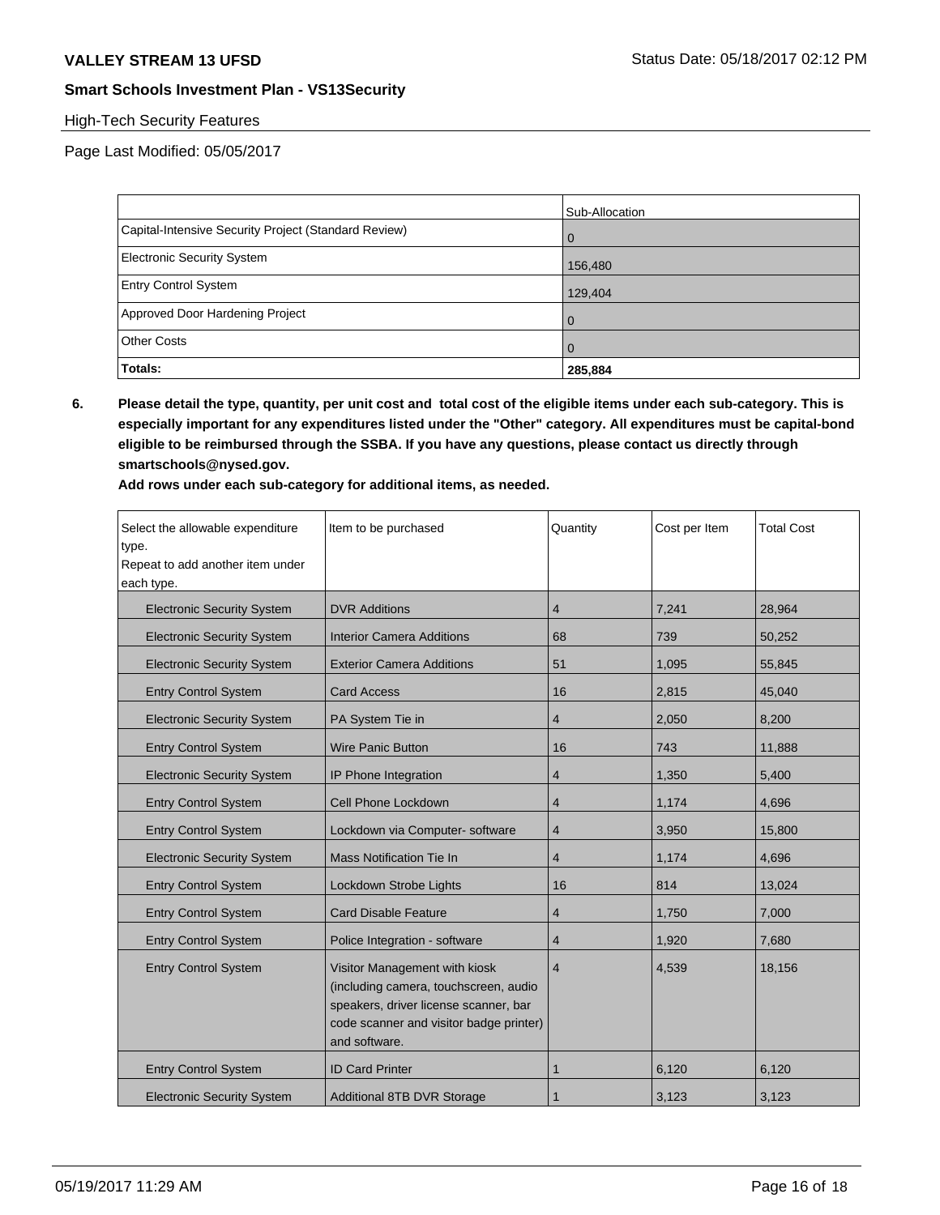**VALLEY STREAM 13 UFSD**

**Smart Schools Investment Plan - VS13Security**

High-Tech Security Features

Page Last Modified: 05/05/2017

| | Sub-Allocation |
|---|---|
| Capital-Intensive Security Project (Standard Review) | 0 |
| Electronic Security System | 156,480 |
| Entry Control System | 129,404 |
| Approved Door Hardening Project | 0 |
| Other Costs | 0 |
| **Totals:** | **285,884** |

**6. Please detail the type, quantity, per unit cost and total cost of the eligible items under each sub-category. This is especially important for any expenditures listed under the "Other" category. All expenditures must be capital-bond eligible to be reimbursed through the SSBA. If you have any questions, please contact us directly through smartschools@nysed.gov.**

**Add rows under each sub-category for additional items, as needed.**

| Select the allowable expenditure type. Repeat to add another item under each type. | Item to be purchased | Quantity | Cost per Item | Total Cost |
|---|---|---|---|---|
| Electronic Security System | DVR Additions | 4 | 7,241 | 28,964 |
| Electronic Security System | Interior Camera Additions | 68 | 739 | 50,252 |
| Electronic Security System | Exterior Camera Additions | 51 | 1,095 | 55,845 |
| Entry Control System | Card Access | 16 | 2,815 | 45,040 |
| Electronic Security System | PA System Tie in | 4 | 2,050 | 8,200 |
| Entry Control System | Wire Panic Button | 16 | 743 | 11,888 |
| Electronic Security System | IP Phone Integration | 4 | 1,350 | 5,400 |
| Entry Control System | Cell Phone Lockdown | 4 | 1,174 | 4,696 |
| Entry Control System | Lockdown via Computer- software | 4 | 3,950 | 15,800 |
| Electronic Security System | Mass Notification Tie In | 4 | 1,174 | 4,696 |
| Entry Control System | Lockdown Strobe Lights | 16 | 814 | 13,024 |
| Entry Control System | Card Disable Feature | 4 | 1,750 | 7,000 |
| Entry Control System | Police Integration - software | 4 | 1,920 | 7,680 |
| Entry Control System | Visitor Management with kiosk (including camera, touchscreen, audio speakers, driver license scanner, bar code scanner and visitor badge printer) and software. | 4 | 4,539 | 18,156 |
| Entry Control System | ID Card Printer | 1 | 6,120 | 6,120 |
| Electronic Security System | Additional 8TB DVR Storage | 1 | 3,123 | 3,123 |